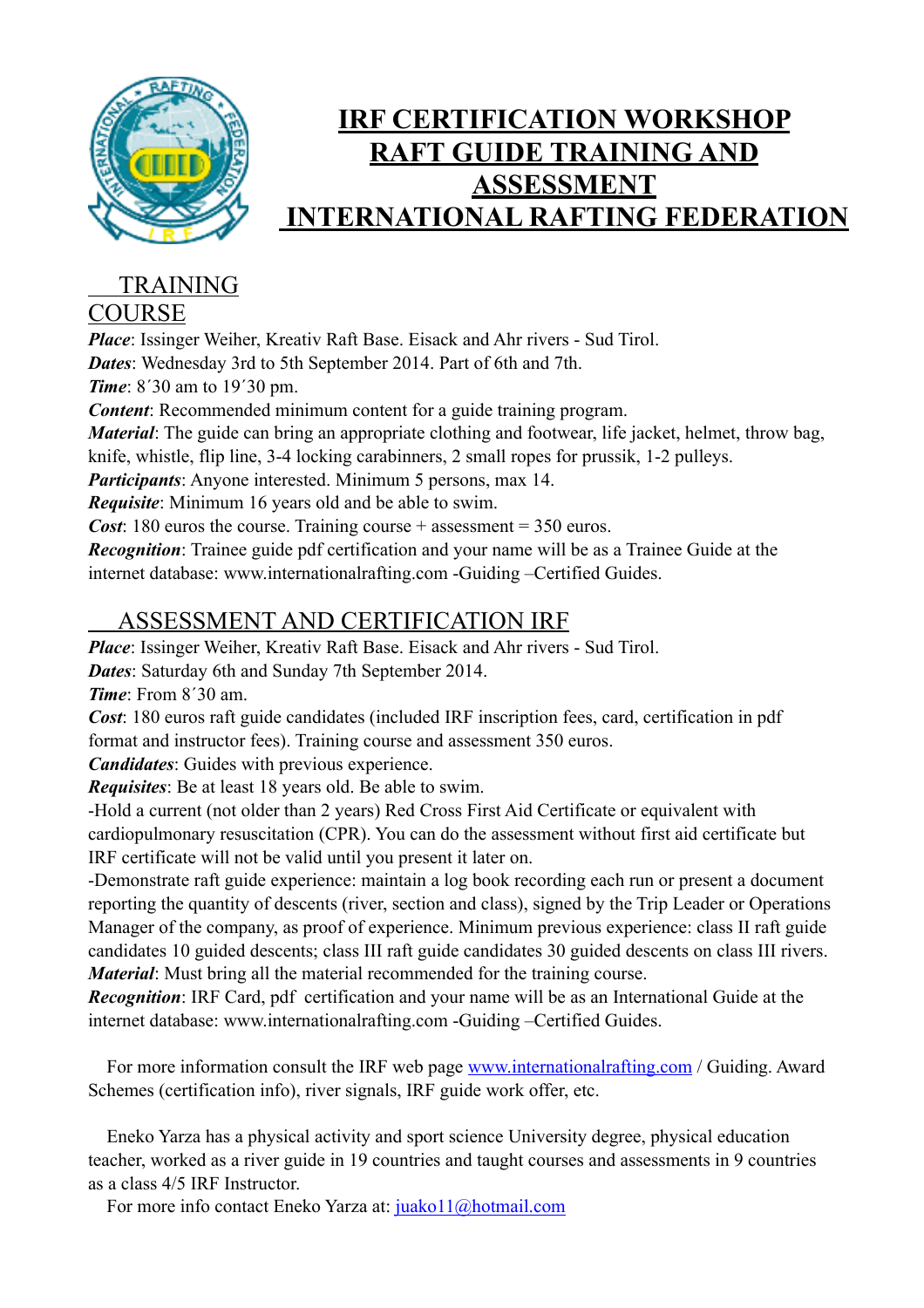# IRF CERTIFICATION WORKSHOP RAFT GUIDE TRAINING AND ASSESSMENT INTERNATIONAL RAFTING FEDERATION

## TRAINING COURSE

***Place***: Issinger Weiher, Kreativ Raft Base. Eisack and Ahr rivers - Sud Tirol.
***Dates***: Wednesday 3rd to 5th September 2014. Part of 6th and 7th.
***Time***: 8´30 am to 19´30 pm.
***Content***: Recommended minimum content for a guide training program.
***Material***: The guide can bring an appropriate clothing and footwear, life jacket, helmet, throw bag, knife, whistle, flip line, 3-4 locking carabinners, 2 small ropes for prussik, 1-2 pulleys.
***Participants***: Anyone interested. Minimum 5 persons, max 14.
***Requisite***: Minimum 16 years old and be able to swim.
***Cost***: 180 euros the course. Training course + assessment = 350 euros.
***Recognition***: Trainee guide pdf certification and your name will be as a Trainee Guide at the internet database: www.internationalrafting.com -Guiding –Certified Guides.

## ASSESSMENT AND CERTIFICATION IRF

***Place***: Issinger Weiher, Kreativ Raft Base. Eisack and Ahr rivers - Sud Tirol.
***Dates***: Saturday 6th and Sunday 7th September 2014.
***Time***: From 8´30 am.
***Cost***: 180 euros raft guide candidates (included IRF inscription fees, card, certification in pdf format and instructor fees). Training course and assessment 350 euros.
***Candidates***: Guides with previous experience.
***Requisites***: Be at least 18 years old. Be able to swim.
-Hold a current (not older than 2 years) Red Cross First Aid Certificate or equivalent with cardiopulmonary resuscitation (CPR). You can do the assessment without first aid certificate but IRF certificate will not be valid until you present it later on.
-Demonstrate raft guide experience: maintain a log book recording each run or present a document reporting the quantity of descents (river, section and class), signed by the Trip Leader or Operations Manager of the company, as proof of experience. Minimum previous experience: class II raft guide candidates 10 guided descents; class III raft guide candidates 30 guided descents on class III rivers.
***Material***: Must bring all the material recommended for the training course.
***Recognition***: IRF Card, pdf certification and your name will be as an International Guide at the internet database: www.internationalrafting.com -Guiding –Certified Guides.

For more information consult the IRF web page www.internationalrafting.com / Guiding. Award Schemes (certification info), river signals, IRF guide work offer, etc.

Eneko Yarza has a physical activity and sport science University degree, physical education teacher, worked as a river guide in 19 countries and taught courses and assessments in 9 countries as a class 4/5 IRF Instructor.

For more info contact Eneko Yarza at: juako11@hotmail.com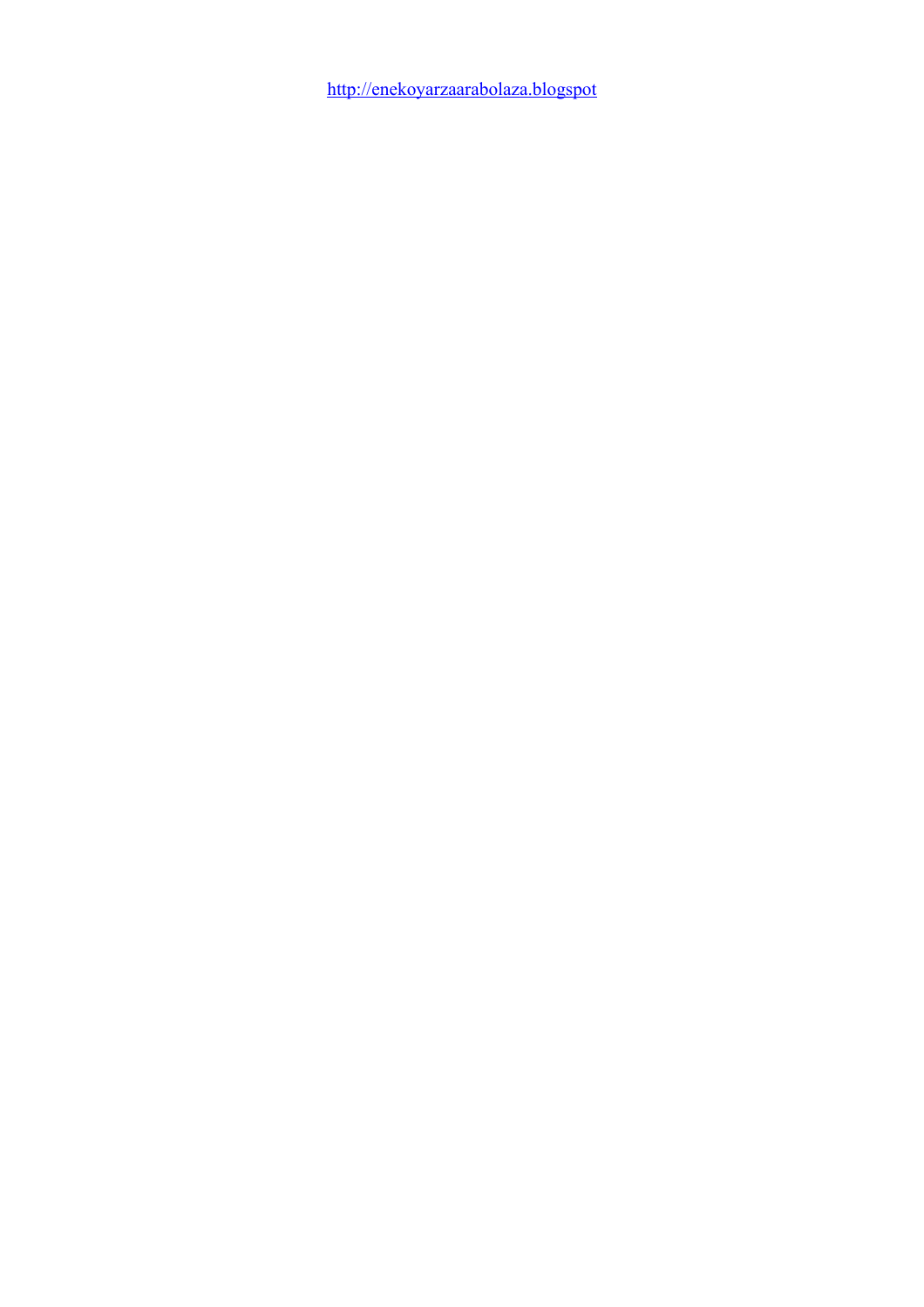http://enekoyarzaarabolaza.blogspot